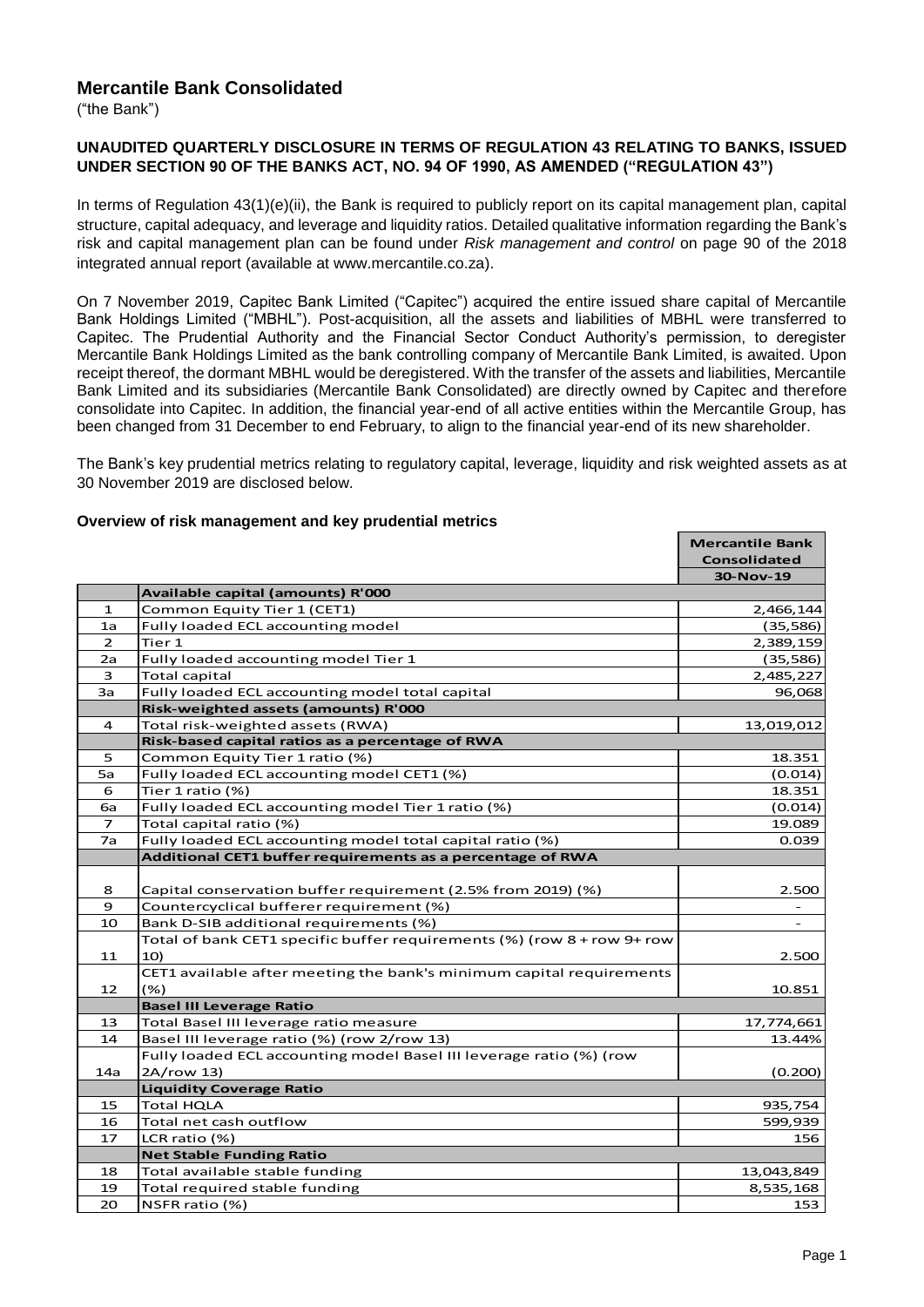# Mercantile Bank Consolidated

("the Bank")

**UNAUDITED QUARTERLY DISCLOSURE IN TERMS OF REGULATION 43 RELATING TO BANKS, ISSUED UNDER SECTION 90 OF THE BANKS ACT, NO. 94 OF 1990, AS AMENDED ("REGULATION 43")**

In terms of Regulation 43(1)(e)(ii), the Bank is required to publicly report on its capital management plan, capital structure, capital adequacy, and leverage and liquidity ratios. Detailed qualitative information regarding the Bank's risk and capital management plan can be found under *Risk management and control* on page 90 of the 2018 integrated annual report (available at www.mercantile.co.za).

On 7 November 2019, Capitec Bank Limited ("Capitec") acquired the entire issued share capital of Mercantile Bank Holdings Limited ("MBHL"). Post-acquisition, all the assets and liabilities of MBHL were transferred to Capitec. The Prudential Authority and the Financial Sector Conduct Authority's permission, to deregister Mercantile Bank Holdings Limited as the bank controlling company of Mercantile Bank Limited, is awaited. Upon receipt thereof, the dormant MBHL would be deregistered. With the transfer of the assets and liabilities, Mercantile Bank Limited and its subsidiaries (Mercantile Bank Consolidated) are directly owned by Capitec and therefore consolidate into Capitec. In addition, the financial year-end of all active entities within the Mercantile Group, has been changed from 31 December to end February, to align to the financial year-end of its new shareholder.

The Bank's key prudential metrics relating to regulatory capital, leverage, liquidity and risk weighted assets as at 30 November 2019 are disclosed below.

**Overview of risk management and key prudential metrics**

| | | Mercantile Bank Consolidated |
|---|---|---|
| | | **30-Nov-19** |
| | **Available capital (amounts) R'000** | |
| 1 | Common Equity Tier 1 (CET1) | 2,466,144 |
| 1a | Fully loaded ECL accounting model | (35,586) |
| 2 | Tier 1 | 2,389,159 |
| 2a | Fully loaded accounting model Tier 1 | (35,586) |
| 3 | Total capital | 2,485,227 |
| 3a | Fully loaded ECL accounting model total capital | 96,068 |
| | **Risk-weighted assets (amounts) R'000** | |
| 4 | Total risk-weighted assets (RWA) | 13,019,012 |
| | **Risk-based capital ratios as a percentage of RWA** | |
| 5 | Common Equity Tier 1 ratio (%) | 18.351 |
| 5a | Fully loaded ECL accounting model CET1 (%) | (0.014) |
| 6 | Tier 1 ratio (%) | 18.351 |
| 6a | Fully loaded ECL accounting model Tier 1 ratio (%) | (0.014) |
| 7 | Total capital ratio (%) | 19.089 |
| 7a | Fully loaded ECL accounting model total capital ratio (%) | 0.039 |
| | **Additional CET1 buffer requirements as a percentage of RWA** | |
| 8 | Capital conservation buffer requirement (2.5% from 2019) (%) | 2.500 |
| 9 | Countercyclical bufferer requirement (%) | - |
| 10 | Bank D-SIB additional requirements (%) | - |
| 11 | Total of bank CET1 specific buffer requirements (%) (row 8 + row 9+ row 10) | 2.500 |
| 12 | CET1 available after meeting the bank's minimum capital requirements (%) | 10.851 |
| | **Basel III Leverage Ratio** | |
| 13 | Total Basel III leverage ratio measure | 17,774,661 |
| 14 | Basel III leverage ratio (%) (row 2/row 13) | 13.44% |
| 14a | Fully loaded ECL accounting model Basel III leverage ratio (%) (row 2A/row 13) | (0.200) |
| | **Liquidity Coverage Ratio** | |
| 15 | Total HQLA | 935,754 |
| 16 | Total net cash outflow | 599,939 |
| 17 | LCR ratio (%) | 156 |
| | **Net Stable Funding Ratio** | |
| 18 | Total available stable funding | 13,043,849 |
| 19 | Total required stable funding | 8,535,168 |
| 20 | NSFR ratio (%) | 153 |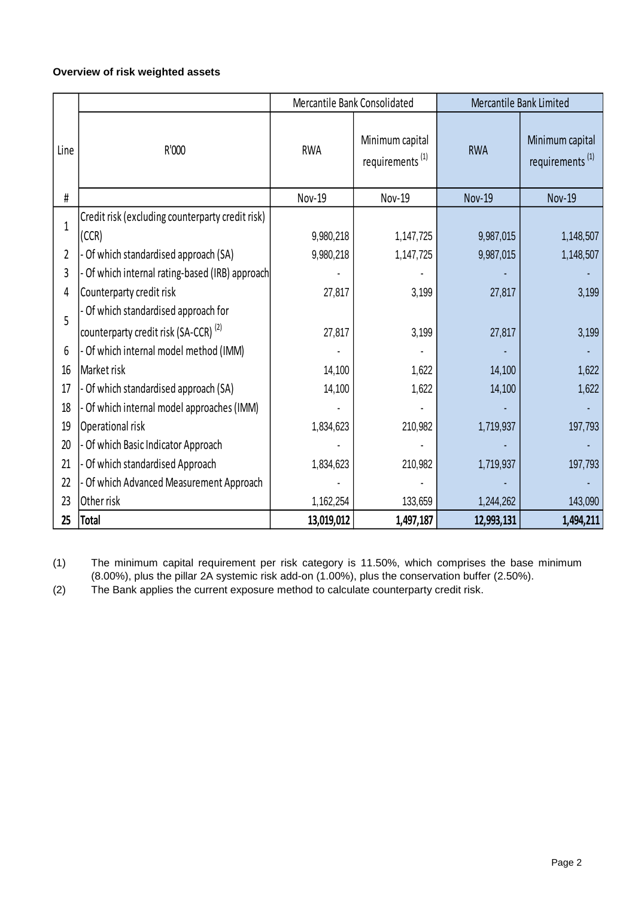**Overview of risk weighted assets**

| Line | R'000 | Mercantile Bank Consolidated | | Mercantile Bank Limited | |
|---|---|---|---|---|---|
| | | RWA | Minimum capital requirements [(1)] | RWA | Minimum capital requirements [(1)] |
| # | | Nov-19 | Nov-19 | Nov-19 | Nov-19 |
| 1 | Credit risk (excluding counterparty credit risk) (CCR) | 9,980,218 | 1,147,725 | 9,987,015 | 1,148,507 |
| 2 | - Of which standardised approach (SA) | 9,980,218 | 1,147,725 | 9,987,015 | 1,148,507 |
| 3 | - Of which internal rating-based (IRB) approach | - | - | - | - |
| 4 | Counterparty credit risk | 27,817 | 3,199 | 27,817 | 3,199 |
| 5 | - Of which standardised approach for counterparty credit risk (SA-CCR) [(2)] | 27,817 | 3,199 | 27,817 | 3,199 |
| 6 | - Of which internal model method (IMM) | - | - | - | - |
| 16 | Market risk | 14,100 | 1,622 | 14,100 | 1,622 |
| 17 | - Of which standardised approach (SA) | 14,100 | 1,622 | 14,100 | 1,622 |
| 18 | - Of which internal model approaches (IMM) | - | - | - | - |
| 19 | Operational risk | 1,834,623 | 210,982 | 1,719,937 | 197,793 |
| 20 | - Of which Basic Indicator Approach | - | - | - | - |
| 21 | - Of which standardised Approach | 1,834,623 | 210,982 | 1,719,937 | 197,793 |
| 22 | - Of which Advanced Measurement Approach | - | - | - | - |
| 23 | Other risk | 1,162,254 | 133,659 | 1,244,262 | 143,090 |
| **25** | **Total** | **13,019,012** | **1,497,187** | **12,993,131** | **1,494,211** |

(1) The minimum capital requirement per risk category is 11.50%, which comprises the base minimum (8.00%), plus the pillar 2A systemic risk add-on (1.00%), plus the conservation buffer (2.50%).

(2) The Bank applies the current exposure method to calculate counterparty credit risk.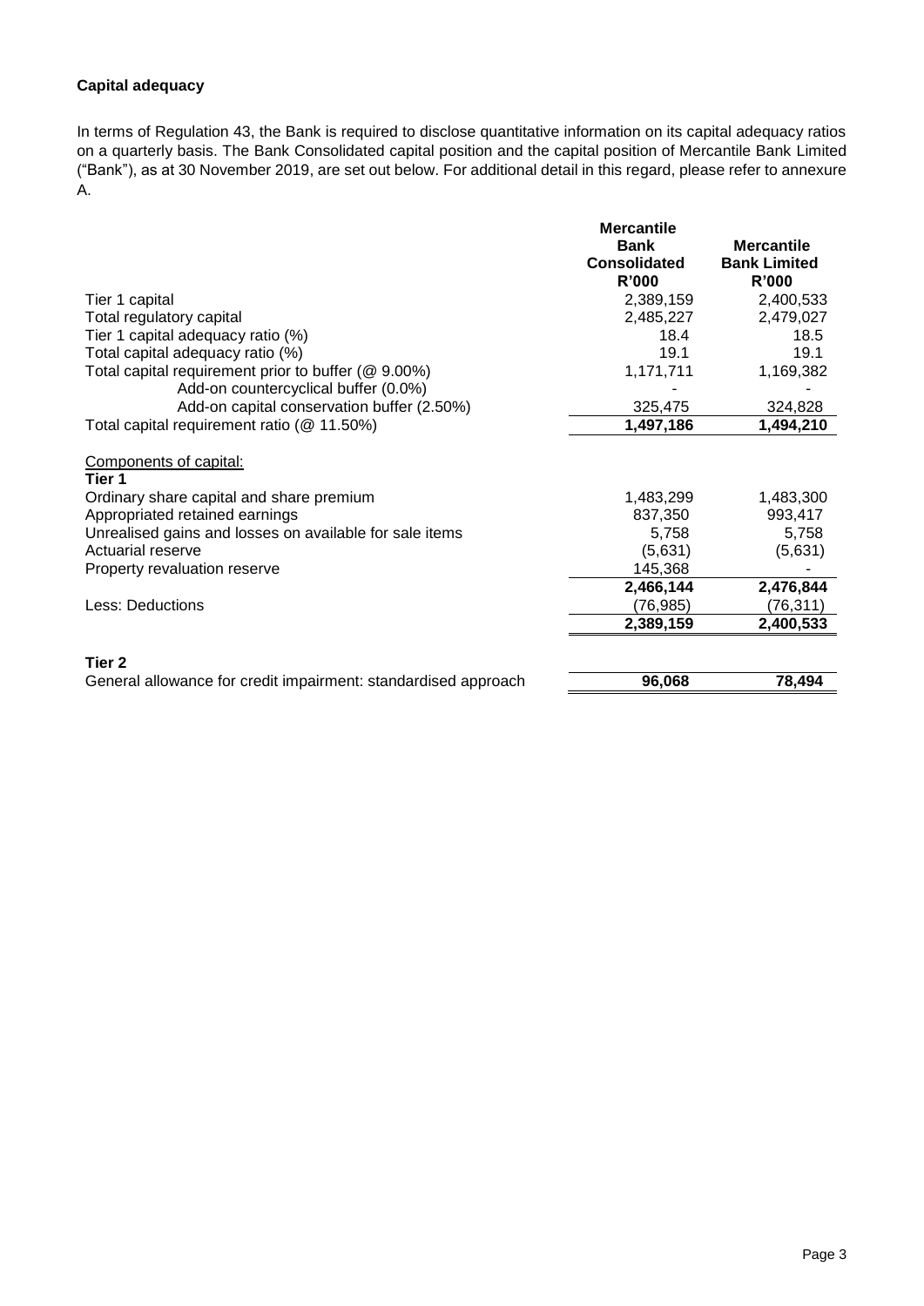**Capital adequacy**

In terms of Regulation 43, the Bank is required to disclose quantitative information on its capital adequacy ratios on a quarterly basis. The Bank Consolidated capital position and the capital position of Mercantile Bank Limited ("Bank"), as at 30 November 2019, are set out below. For additional detail in this regard, please refer to annexure A.

| | Mercantile Bank Consolidated R'000 | Mercantile Bank Limited R'000 |
|---|---|---|
| Tier 1 capital | 2,389,159 | 2,400,533 |
| Total regulatory capital | 2,485,227 | 2,479,027 |
| Tier 1 capital adequacy ratio (%) | 18.4 | 18.5 |
| Total capital adequacy ratio (%) | 19.1 | 19.1 |
| Total capital requirement prior to buffer (@ 9.00%) | 1,171,711 | 1,169,382 |
| Add-on countercyclical buffer (0.0%) | - | - |
| Add-on capital conservation buffer (2.50%) | 325,475 | 324,828 |
| Total capital requirement ratio (@ 11.50%) | **1,497,186** | **1,494,210** |
| Components of capital: | | |
| **Tier 1** | | |
| Ordinary share capital and share premium | 1,483,299 | 1,483,300 |
| Appropriated retained earnings | 837,350 | 993,417 |
| Unrealised gains and losses on available for sale items | 5,758 | 5,758 |
| Actuarial reserve | (5,631) | (5,631) |
| Property revaluation reserve | 145,368 | - |
| | **2,466,144** | **2,476,844** |
| Less: Deductions | (76,985) | (76,311) |
| | **2,389,159** | **2,400,533** |
| **Tier 2** | | |
| General allowance for credit impairment: standardised approach | **96,068** | **78,494** |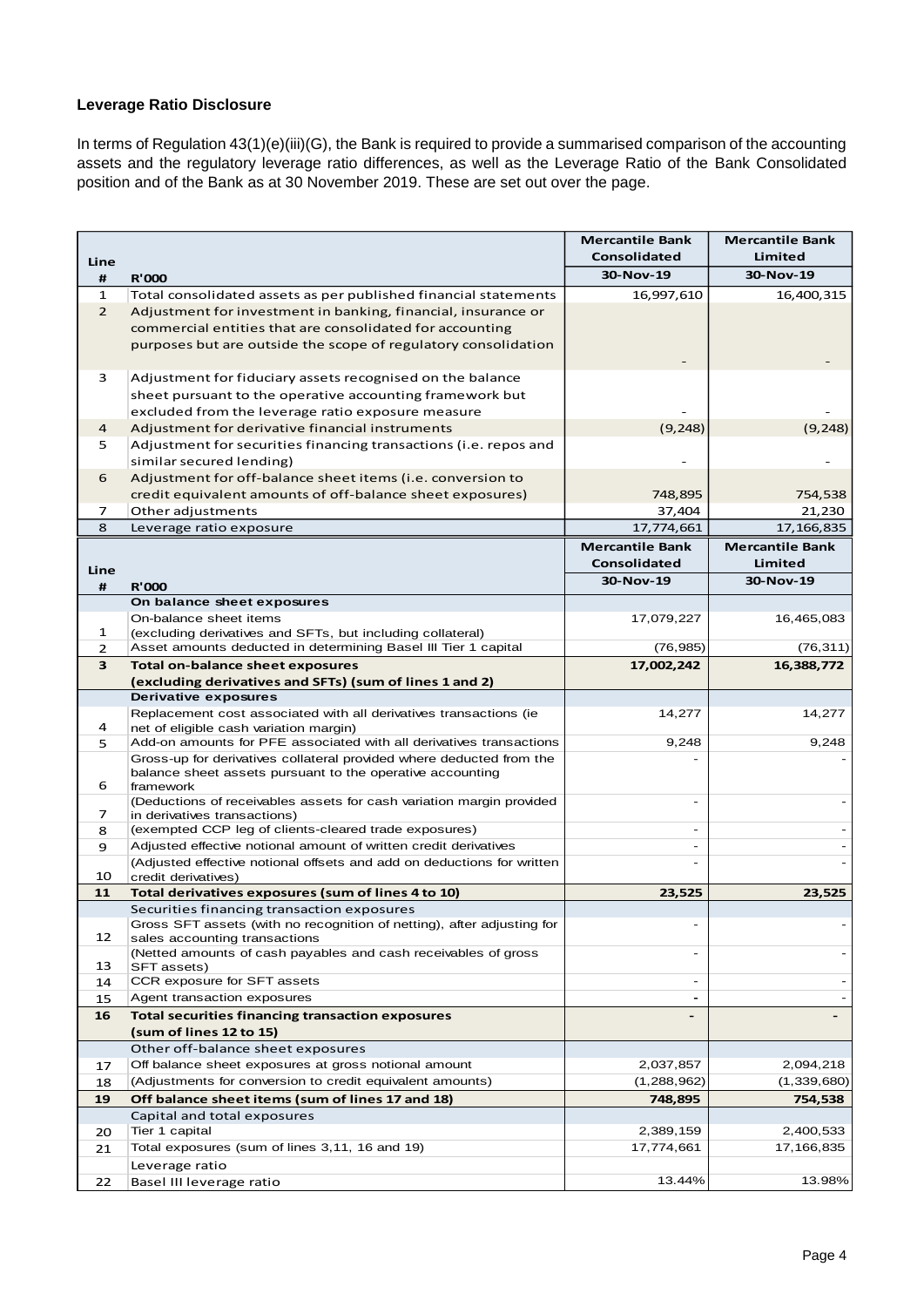**Leverage Ratio Disclosure**

In terms of Regulation 43(1)(e)(iii)(G), the Bank is required to provide a summarised comparison of the accounting assets and the regulatory leverage ratio differences, as well as the Leverage Ratio of the Bank Consolidated position and of the Bank as at 30 November 2019. These are set out over the page.

| Line # | R'000 | Mercantile Bank Consolidated 30-Nov-19 | Mercantile Bank Limited 30-Nov-19 |
|---|---|---|---|
| 1 | Total consolidated assets as per published financial statements | 16,997,610 | 16,400,315 |
| 2 | Adjustment for investment in banking, financial, insurance or commercial entities that are consolidated for accounting purposes but are outside the scope of regulatory consolidation | - | - |
| 3 | Adjustment for fiduciary assets recognised on the balance sheet pursuant to the operative accounting framework but excluded from the leverage ratio exposure measure | - | - |
| 4 | Adjustment for derivative financial instruments | (9,248) | (9,248) |
| 5 | Adjustment for securities financing transactions (i.e. repos and similar secured lending) | - | - |
| 6 | Adjustment for off-balance sheet items (i.e. conversion to credit equivalent amounts of off-balance sheet exposures) | 748,895 | 754,538 |
| 7 | Other adjustments | 37,404 | 21,230 |
| 8 | Leverage ratio exposure | 17,774,661 | 17,166,835 |

| Line # | R'000 | Mercantile Bank Consolidated 30-Nov-19 | Mercantile Bank Limited 30-Nov-19 |
|---|---|---|---|
| | **On balance sheet exposures** | | |
| 1 | On-balance sheet items (excluding derivatives and SFTs, but including collateral) | 17,079,227 | 16,465,083 |
| 2 | Asset amounts deducted in determining Basel III Tier 1 capital | (76,985) | (76,311) |
| **3** | **Total on-balance sheet exposures (excluding derivatives and SFTs) (sum of lines 1 and 2)** | **17,002,242** | **16,388,772** |
| | **Derivative exposures** | | |
| 4 | Replacement cost associated with all derivatives transactions (ie net of eligible cash variation margin) | 14,277 | 14,277 |
| 5 | Add-on amounts for PFE associated with all derivatives transactions | 9,248 | 9,248 |
| 6 | Gross-up for derivatives collateral provided where deducted from the balance sheet assets pursuant to the operative accounting framework | - | - |
| 7 | (Deductions of receivables assets for cash variation margin provided in derivatives transactions) | - | - |
| 8 | (exempted CCP leg of clients-cleared trade exposures) | - | - |
| 9 | Adjusted effective notional amount of written credit derivatives | - | - |
| 10 | (Adjusted effective notional offsets and add on deductions for written credit derivatives) | - | - |
| **11** | **Total derivatives exposures (sum of lines 4 to 10)** | **23,525** | **23,525** |
| | Securities financing transaction exposures | | |
| 12 | Gross SFT assets (with no recognition of netting), after adjusting for sales accounting transactions | - | - |
| 13 | (Netted amounts of cash payables and cash receivables of gross SFT assets) | - | - |
| 14 | CCR exposure for SFT assets | - | - |
| 15 | Agent transaction exposures | - | - |
| **16** | **Total securities financing transaction exposures (sum of lines 12 to 15)** | **-** | **-** |
| | Other off-balance sheet exposures | | |
| 17 | Off balance sheet exposures at gross notional amount | 2,037,857 | 2,094,218 |
| 18 | (Adjustments for conversion to credit equivalent amounts) | (1,288,962) | (1,339,680) |
| **19** | **Off balance sheet items (sum of lines 17 and 18)** | **748,895** | **754,538** |
| | Capital and total exposures | | |
| 20 | Tier 1 capital | 2,389,159 | 2,400,533 |
| 21 | Total exposures (sum of lines 3,11, 16 and 19) | 17,774,661 | 17,166,835 |
| | Leverage ratio | | |
| 22 | Basel III leverage ratio | 13.44% | 13.98% |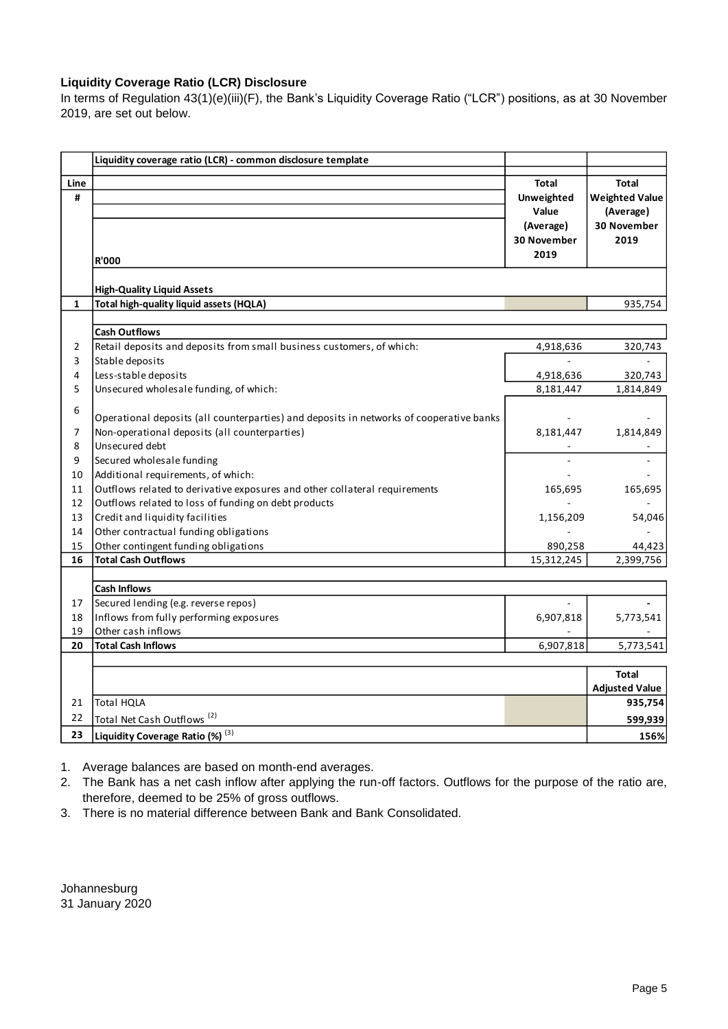### Liquidity Coverage Ratio (LCR) Disclosure

In terms of Regulation 43(1)(e)(iii)(F), the Bank's Liquidity Coverage Ratio ("LCR") positions, as at 30 November 2019, are set out below.

| Line # | Liquidity coverage ratio (LCR) - common disclosure template<br>R'000 | Total Unweighted Value (Average) 30 November 2019 | Total Weighted Value (Average) 30 November 2019 |
|---|---|---|---|
| | **High-Quality Liquid Assets** | | |
| **1** | **Total high-quality liquid assets (HQLA)** | | 935,754 |
| | **Cash Outflows** | | |
| 2 | Retail deposits and deposits from small business customers, of which: | 4,918,636 | 320,743 |
| 3 | Stable deposits | - | - |
| 4 | Less-stable deposits | 4,918,636 | 320,743 |
| 5 | Unsecured wholesale funding, of which: | 8,181,447 | 1,814,849 |
| 6 | Operational deposits (all counterparties) and deposits in networks of cooperative banks | - | - |
| 7 | Non-operational deposits (all counterparties) | 8,181,447 | 1,814,849 |
| 8 | Unsecured debt | - | - |
| 9 | Secured wholesale funding | - | - |
| 10 | Additional requirements, of which: | - | - |
| 11 | Outflows related to derivative exposures and other collateral requirements | 165,695 | 165,695 |
| 12 | Outflows related to loss of funding on debt products | - | - |
| 13 | Credit and liquidity facilities | 1,156,209 | 54,046 |
| 14 | Other contractual funding obligations | - | - |
| 15 | Other contingent funding obligations | 890,258 | 44,423 |
| **16** | **Total Cash Outflows** | 15,312,245 | 2,399,756 |
| | **Cash Inflows** | | |
| 17 | Secured lending (e.g. reverse repos) | - | - |
| 18 | Inflows from fully performing exposures | 6,907,818 | 5,773,541 |
| 19 | Other cash inflows | - | - |
| **20** | **Total Cash Inflows** | 6,907,818 | 5,773,541 |
| | | | **Total Adjusted Value** |
| 21 | Total HQLA | | **935,754** |
| 22 | Total Net Cash Outflows (2) | | **599,939** |
| **23** | **Liquidity Coverage Ratio (%)** (3) | | **156%** |

1. Average balances are based on month-end averages.
2. The Bank has a net cash inflow after applying the run-off factors. Outflows for the purpose of the ratio are, therefore, deemed to be 25% of gross outflows.
3. There is no material difference between Bank and Bank Consolidated.

Johannesburg
31 January 2020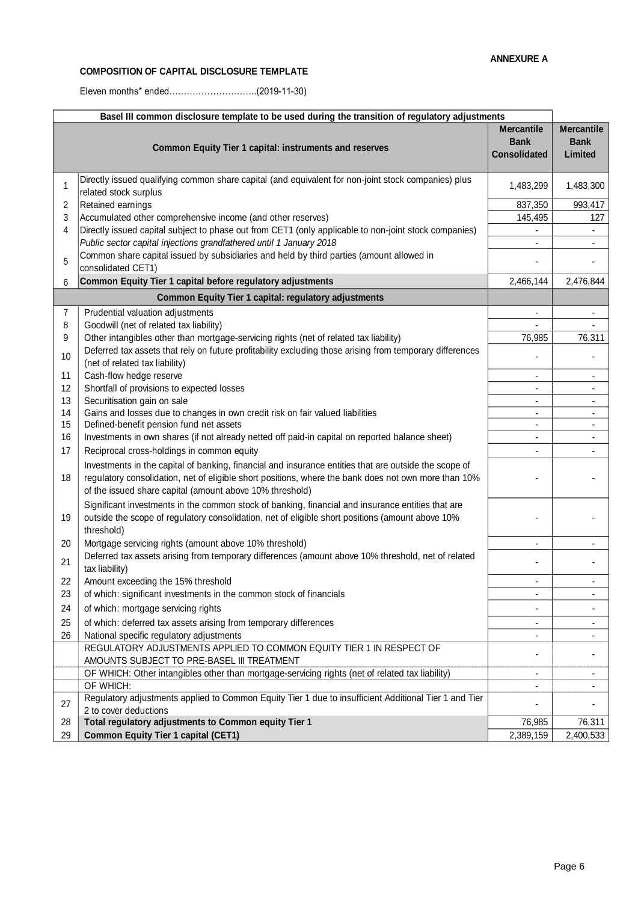**ANNEXURE A**

**COMPOSITION OF CAPITAL DISCLOSURE TEMPLATE**

Eleven months* ended………………………..(2019-11-30)

| | Basel III common disclosure template to be used during the transition of regulatory adjustments | | |
|---|---|---|---|
| | **Common Equity Tier 1 capital: instruments and reserves** | **Mercantile Bank Consolidated** | **Mercantile Bank Limited** |
| 1 | Directly issued qualifying common share capital (and equivalent for non-joint stock companies) plus related stock surplus | 1,483,299 | 1,483,300 |
| 2 | Retained earnings | 837,350 | 993,417 |
| 3 | Accumulated other comprehensive income (and other reserves) | 145,495 | 127 |
| 4 | Directly issued capital subject to phase out from CET1 (only applicable to non-joint stock companies) | - | - |
| | *Public sector capital injections grandfathered until 1 January 2018* | - | - |
| 5 | Common share capital issued by subsidiaries and held by third parties (amount allowed in consolidated CET1) | - | - |
| 6 | **Common Equity Tier 1 capital before regulatory adjustments** | 2,466,144 | 2,476,844 |
| | **Common Equity Tier 1 capital: regulatory adjustments** | | |
| 7 | Prudential valuation adjustments | - | - |
| 8 | Goodwill (net of related tax liability) | - | - |
| 9 | Other intangibles other than mortgage-servicing rights (net of related tax liability) | 76,985 | 76,311 |
| 10 | Deferred tax assets that rely on future profitability excluding those arising from temporary differences (net of related tax liability) | - | - |
| 11 | Cash-flow hedge reserve | - | - |
| 12 | Shortfall of provisions to expected losses | - | - |
| 13 | Securitisation gain on sale | - | - |
| 14 | Gains and losses due to changes in own credit risk on fair valued liabilities | - | - |
| 15 | Defined-benefit pension fund net assets | - | - |
| 16 | Investments in own shares (if not already netted off paid-in capital on reported balance sheet) | - | - |
| 17 | Reciprocal cross-holdings in common equity | - | - |
| 18 | Investments in the capital of banking, financial and insurance entities that are outside the scope of regulatory consolidation, net of eligible short positions, where the bank does not own more than 10% of the issued share capital (amount above 10% threshold) | - | - |
| 19 | Significant investments in the common stock of banking, financial and insurance entities that are outside the scope of regulatory consolidation, net of eligible short positions (amount above 10% threshold) | - | - |
| 20 | Mortgage servicing rights (amount above 10% threshold) | - | - |
| 21 | Deferred tax assets arising from temporary differences (amount above 10% threshold, net of related tax liability) | - | - |
| 22 | Amount exceeding the 15% threshold | - | - |
| 23 | of which: significant investments in the common stock of financials | - | - |
| 24 | of which: mortgage servicing rights | - | - |
| 25 | of which: deferred tax assets arising from temporary differences | - | - |
| 26 | National specific regulatory adjustments | - | - |
| | REGULATORY ADJUSTMENTS APPLIED TO COMMON EQUITY TIER 1 IN RESPECT OF AMOUNTS SUBJECT TO PRE-BASEL III TREATMENT | - | - |
| | OF WHICH: Other intangibles other than mortgage-servicing rights (net of related tax liability) | - | - |
| | OF WHICH: | - | - |
| 27 | Regulatory adjustments applied to Common Equity Tier 1 due to insufficient Additional Tier 1 and Tier 2 to cover deductions | - | - |
| 28 | **Total regulatory adjustments to Common equity Tier 1** | 76,985 | 76,311 |
| 29 | **Common Equity Tier 1 capital (CET1)** | 2,389,159 | 2,400,533 |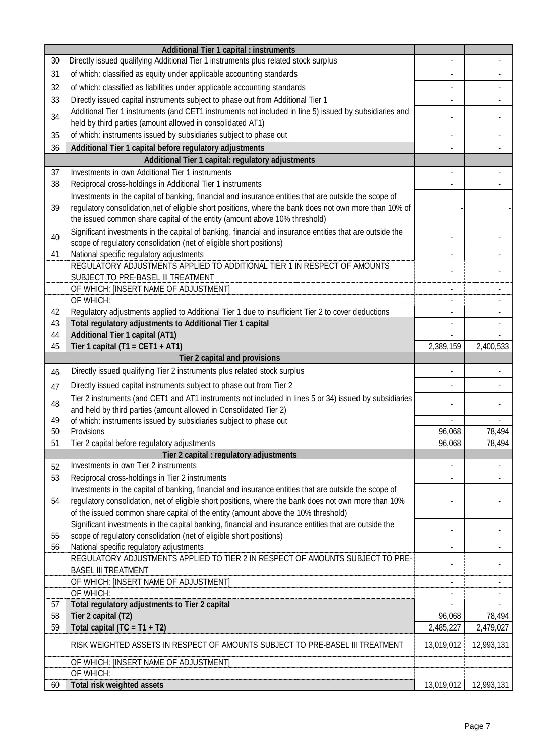| | | | |
|---|---|---|---|
| | **Additional Tier 1 capital : instruments** | | |
| 30 | Directly issued qualifying Additional Tier 1 instruments plus related stock surplus | - | - |
| 31 | of which: classified as equity under applicable accounting standards | - | - |
| 32 | of which: classified as liabilities under applicable accounting standards | - | - |
| 33 | Directly issued capital instruments subject to phase out from Additional Tier 1 | - | - |
| 34 | Additional Tier 1 instruments (and CET1 instruments not included in line 5) issued by subsidiaries and held by third parties (amount allowed in consolidated AT1) | - | - |
| 35 | of which: instruments issued by subsidiaries subject to phase out | - | - |
| 36 | **Additional Tier 1 capital before regulatory adjustments** | - | - |
| | **Additional Tier 1 capital: regulatory adjustments** | | |
| 37 | Investments in own Additional Tier 1 instruments | - | - |
| 38 | Reciprocal cross-holdings in Additional Tier 1 instruments | - | - |
| 39 | Investments in the capital of banking, financial and insurance entities that are outside the scope of regulatory consolidation,net of eligible short positions, where the bank does not own more than 10% of the issued common share capital of the entity (amount above 10% threshold) | - | - |
| 40 | Significant investments in the capital of banking, financial and insurance entities that are outside the scope of regulatory consolidation (net of eligible short positions) | - | - |
| 41 | National specific regulatory adjustments | - | - |
| | REGULATORY ADJUSTMENTS APPLIED TO ADDITIONAL TIER 1 IN RESPECT OF AMOUNTS SUBJECT TO PRE-BASEL III TREATMENT | - | - |
| | OF WHICH: [INSERT NAME OF ADJUSTMENT] | - | - |
| | OF WHICH: | - | - |
| 42 | Regulatory adjustments applied to Additional Tier 1 due to insufficient Tier 2 to cover deductions | - | - |
| 43 | **Total regulatory adjustments to Additional Tier 1 capital** | - | - |
| 44 | **Additional Tier 1 capital (AT1)** | - | - |
| 45 | **Tier 1 capital (T1 = CET1 + AT1)** | 2,389,159 | 2,400,533 |
| | **Tier 2 capital and provisions** | | |
| 46 | Directly issued qualifying Tier 2 instruments plus related stock surplus | - | - |
| 47 | Directly issued capital instruments subject to phase out from Tier 2 | - | - |
| 48 | Tier 2 instruments (and CET1 and AT1 instruments not included in lines 5 or 34) issued by subsidiaries and held by third parties (amount allowed in Consolidated Tier 2) | - | - |
| 49 | of which: instruments issued by subsidiaries subject to phase out | - | - |
| 50 | Provisions | 96,068 | 78,494 |
| 51 | Tier 2 capital before regulatory adjustments | 96,068 | 78,494 |
| | **Tier 2 capital : regulatory adjustments** | | |
| 52 | Investments in own Tier 2 instruments | - | - |
| 53 | Reciprocal cross-holdings in Tier 2 instruments | - | - |
| 54 | Investments in the capital of banking, financial and insurance entities that are outside the scope of regulatory consolidation, net of eligible short positions, where the bank does not own more than 10% of the issued common share capital of the entity (amount above the 10% threshold) | - | - |
| 55 | Significant investments in the capital banking, financial and insurance entities that are outside the scope of regulatory consolidation (net of eligible short positions) | - | - |
| 56 | National specific regulatory adjustments | - | - |
| | REGULATORY ADJUSTMENTS APPLIED TO TIER 2 IN RESPECT OF AMOUNTS SUBJECT TO PRE-BASEL III TREATMENT | - | - |
| | OF WHICH: [INSERT NAME OF ADJUSTMENT] | - | - |
| | OF WHICH: | - | - |
| 57 | **Total regulatory adjustments to Tier 2 capital** | - | - |
| 58 | **Tier 2 capital (T2)** | 96,068 | 78,494 |
| 59 | **Total capital (TC = T1 + T2)** | 2,485,227 | 2,479,027 |
| | RISK WEIGHTED ASSETS IN RESPECT OF AMOUNTS SUBJECT TO PRE-BASEL III TREATMENT | 13,019,012 | 12,993,131 |
| | OF WHICH: [INSERT NAME OF ADJUSTMENT] | | |
| | OF WHICH: | | |
| 60 | **Total risk weighted assets** | 13,019,012 | 12,993,131 |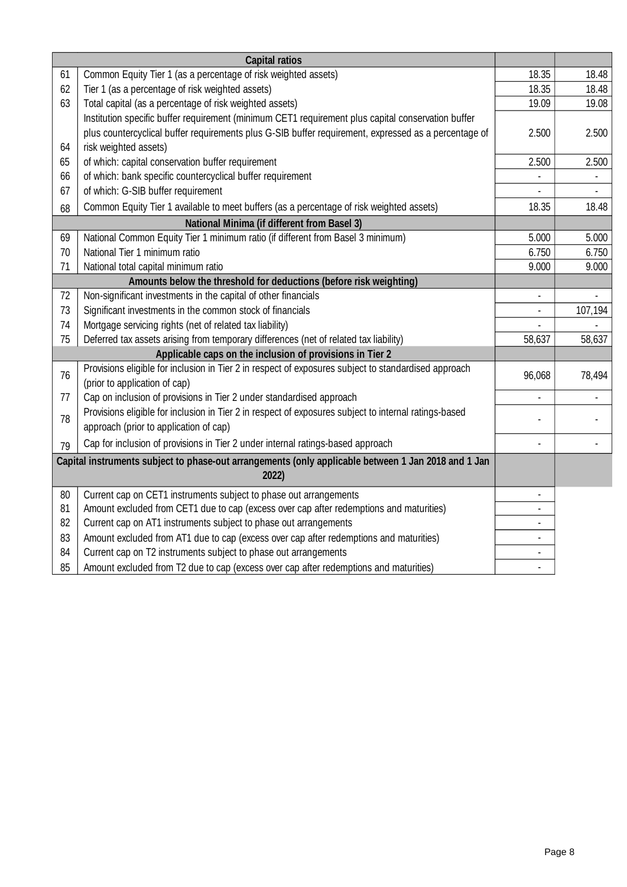| | | | |
|---|---|---|---|
| | **Capital ratios** | | |
| 61 | Common Equity Tier 1 (as a percentage of risk weighted assets) | 18.35 | 18.48 |
| 62 | Tier 1 (as a percentage of risk weighted assets) | 18.35 | 18.48 |
| 63 | Total capital (as a percentage of risk weighted assets) | 19.09 | 19.08 |
| 64 | Institution specific buffer requirement (minimum CET1 requirement plus capital conservation buffer plus countercyclical buffer requirements plus G-SIB buffer requirement, expressed as a percentage of risk weighted assets) | 2.500 | 2.500 |
| 65 | of which: capital conservation buffer requirement | 2.500 | 2.500 |
| 66 | of which: bank specific countercyclical buffer requirement | - | - |
| 67 | of which: G-SIB buffer requirement | - | - |
| 68 | Common Equity Tier 1 available to meet buffers (as a percentage of risk weighted assets) | 18.35 | 18.48 |
| | **National Minima (if different from Basel 3)** | | |
| 69 | National Common Equity Tier 1 minimum ratio (if different from Basel 3 minimum) | 5.000 | 5.000 |
| 70 | National Tier 1 minimum ratio | 6.750 | 6.750 |
| 71 | National total capital minimum ratio | 9.000 | 9.000 |
| | **Amounts below the threshold for deductions (before risk weighting)** | | |
| 72 | Non-significant investments in the capital of other financials | - | - |
| 73 | Significant investments in the common stock of financials | - | 107,194 |
| 74 | Mortgage servicing rights (net of related tax liability) | - | - |
| 75 | Deferred tax assets arising from temporary differences (net of related tax liability) | 58,637 | 58,637 |
| | **Applicable caps on the inclusion of provisions in Tier 2** | | |
| 76 | Provisions eligible for inclusion in Tier 2 in respect of exposures subject to standardised approach (prior to application of cap) | 96,068 | 78,494 |
| 77 | Cap on inclusion of provisions in Tier 2 under standardised approach | - | - |
| 78 | Provisions eligible for inclusion in Tier 2 in respect of exposures subject to internal ratings-based approach (prior to application of cap) | - | - |
| 79 | Cap for inclusion of provisions in Tier 2 under internal ratings-based approach | - | - |
| | **Capital instruments subject to phase-out arrangements (only applicable between 1 Jan 2018 and 1 Jan 2022)** | | |
| 80 | Current cap on CET1 instruments subject to phase out arrangements | - | |
| 81 | Amount excluded from CET1 due to cap (excess over cap after redemptions and maturities) | - | |
| 82 | Current cap on AT1 instruments subject to phase out arrangements | - | |
| 83 | Amount excluded from AT1 due to cap (excess over cap after redemptions and maturities) | - | |
| 84 | Current cap on T2 instruments subject to phase out arrangements | - | |
| 85 | Amount excluded from T2 due to cap (excess over cap after redemptions and maturities) | - | |